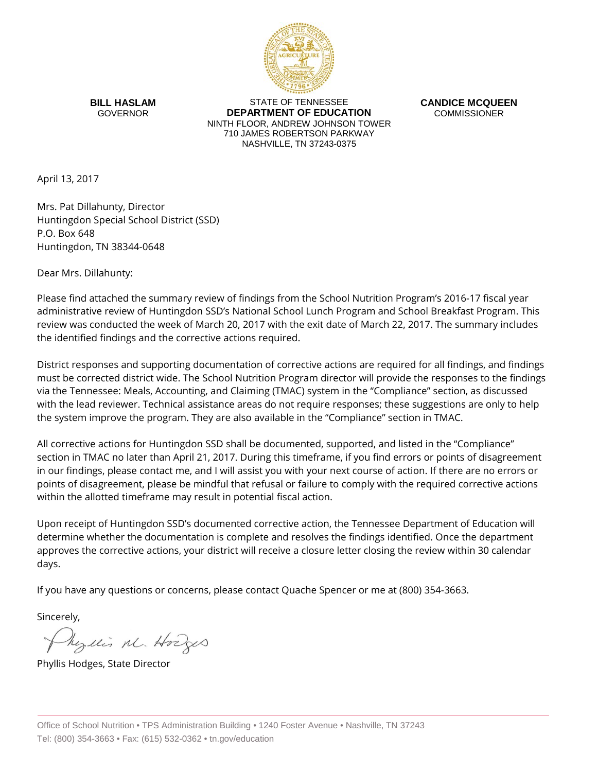**BILL HASLAM**
GOVERNOR

STATE OF TENNESSEE
**DEPARTMENT OF EDUCATION**
NINTH FLOOR, ANDREW JOHNSON TOWER
710 JAMES ROBERTSON PARKWAY
NASHVILLE, TN 37243-0375

**CANDICE MCQUEEN**
COMMISSIONER

April 13, 2017

Mrs. Pat Dillahunty, Director
Huntingdon Special School District (SSD)
P.O. Box 648
Huntingdon, TN 38344-0648

Dear Mrs. Dillahunty:

Please find attached the summary review of findings from the School Nutrition Program's 2016-17 fiscal year administrative review of Huntingdon SSD's National School Lunch Program and School Breakfast Program. This review was conducted the week of March 20, 2017 with the exit date of March 22, 2017. The summary includes the identified findings and the corrective actions required.

District responses and supporting documentation of corrective actions are required for all findings, and findings must be corrected district wide. The School Nutrition Program director will provide the responses to the findings via the Tennessee: Meals, Accounting, and Claiming (TMAC) system in the "Compliance" section, as discussed with the lead reviewer. Technical assistance areas do not require responses; these suggestions are only to help the system improve the program. They are also available in the "Compliance" section in TMAC.

All corrective actions for Huntingdon SSD shall be documented, supported, and listed in the "Compliance" section in TMAC no later than April 21, 2017. During this timeframe, if you find errors or points of disagreement in our findings, please contact me, and I will assist you with your next course of action. If there are no errors or points of disagreement, please be mindful that refusal or failure to comply with the required corrective actions within the allotted timeframe may result in potential fiscal action.

Upon receipt of Huntingdon SSD's documented corrective action, the Tennessee Department of Education will determine whether the documentation is complete and resolves the findings identified. Once the department approves the corrective actions, your district will receive a closure letter closing the review within 30 calendar days.

If you have any questions or concerns, please contact Quache Spencer or me at (800) 354-3663.

Sincerely,

Phyllis M. Hodges

Phyllis Hodges, State Director

Office of School Nutrition • TPS Administration Building • 1240 Foster Avenue • Nashville, TN 37243
Tel: (800) 354-3663 • Fax: (615) 532-0362 • tn.gov/education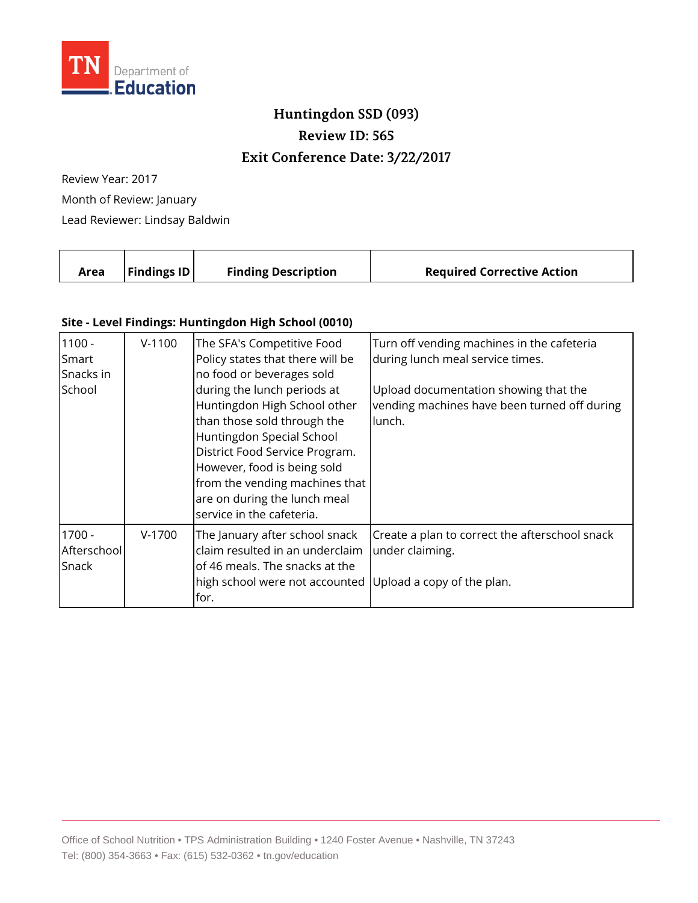TN Department of Education

# Huntingdon SSD (093)

## Review ID: 565

## Exit Conference Date: 3/22/2017

Review Year: 2017

Month of Review: January

Lead Reviewer: Lindsay Baldwin

| Area | Findings ID | Finding Description | Required Corrective Action |
|---|---|---|---|
| **Site - Level Findings: Huntingdon High School (0010)** | | | |
| 1100 - Smart Snacks in School | V-1100 | The SFA's Competitive Food Policy states that there will be no food or beverages sold during the lunch periods at Huntingdon High School other than those sold through the Huntingdon Special School District Food Service Program. However, food is being sold from the vending machines that are on during the lunch meal service in the cafeteria. | Turn off vending machines in the cafeteria during lunch meal service times.<br><br>Upload documentation showing that the vending machines have been turned off during lunch. |
| 1700 - Afterschool Snack | V-1700 | The January after school snack claim resulted in an underclaim of 46 meals. The snacks at the high school were not accounted for. | Create a plan to correct the afterschool snack under claiming.<br><br>Upload a copy of the plan. |

Office of School Nutrition • TPS Administration Building • 1240 Foster Avenue • Nashville, TN 37243
Tel: (800) 354-3663 • Fax: (615) 532-0362 • tn.gov/education